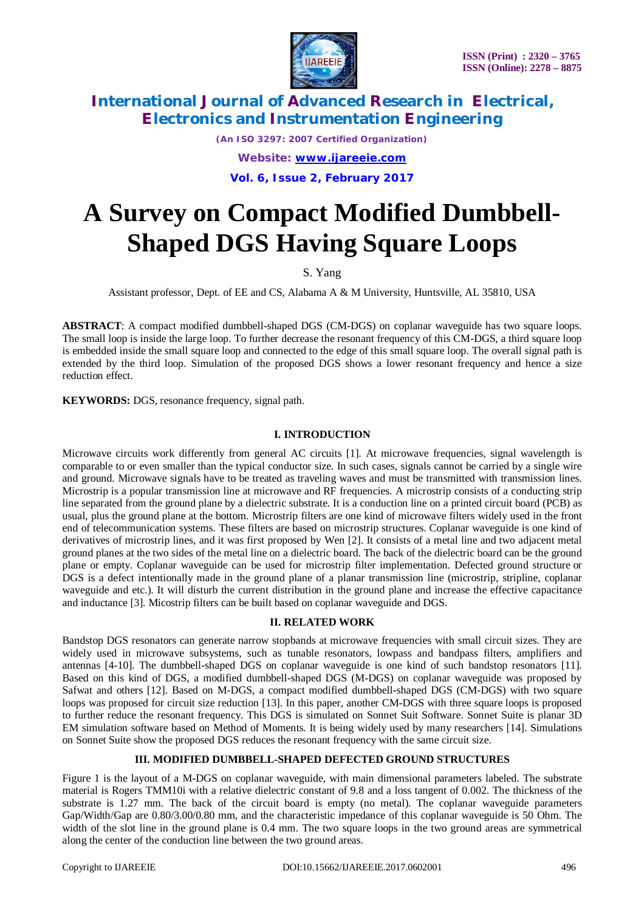# A Survey on Compact Modified Dumbbell-Shaped DGS Having Square Loops

S. Yang

Assistant professor, Dept. of EE and CS, Alabama A & M University, Huntsville, AL 35810, USA

**ABSTRACT**: A compact modified dumbbell-shaped DGS (CM-DGS) on coplanar waveguide has two square loops. The small loop is inside the large loop. To further decrease the resonant frequency of this CM-DGS, a third square loop is embedded inside the small square loop and connected to the edge of this small square loop. The overall signal path is extended by the third loop. Simulation of the proposed DGS shows a lower resonant frequency and hence a size reduction effect.

**KEYWORDS:** DGS, resonance frequency, signal path.

## I. INTRODUCTION

Microwave circuits work differently from general AC circuits [1]. At microwave frequencies, signal wavelength is comparable to or even smaller than the typical conductor size. In such cases, signals cannot be carried by a single wire and ground. Microwave signals have to be treated as traveling waves and must be transmitted with transmission lines. Microstrip is a popular transmission line at microwave and RF frequencies. A microstrip consists of a conducting strip line separated from the ground plane by a dielectric substrate. It is a conduction line on a printed circuit board (PCB) as usual, plus the ground plane at the bottom. Microstrip filters are one kind of microwave filters widely used in the front end of telecommunication systems. These filters are based on microstrip structures. Coplanar waveguide is one kind of derivatives of microstrip lines, and it was first proposed by Wen [2]. It consists of a metal line and two adjacent metal ground planes at the two sides of the metal line on a dielectric board. The back of the dielectric board can be the ground plane or empty. Coplanar waveguide can be used for microstrip filter implementation. Defected ground structure or DGS is a defect intentionally made in the ground plane of a planar transmission line (microstrip, stripline, coplanar waveguide and etc.). It will disturb the current distribution in the ground plane and increase the effective capacitance and inductance [3]. Micostrip filters can be built based on coplanar waveguide and DGS.

## II. RELATED WORK

Bandstop DGS resonators can generate narrow stopbands at microwave frequencies with small circuit sizes. They are widely used in microwave subsystems, such as tunable resonators, lowpass and bandpass filters, amplifiers and antennas [4-10]. The dumbbell-shaped DGS on coplanar waveguide is one kind of such bandstop resonators [11]. Based on this kind of DGS, a modified dumbbell-shaped DGS (M-DGS) on coplanar waveguide was proposed by Safwat and others [12]. Based on M-DGS, a compact modified dumbbell-shaped DGS (CM-DGS) with two square loops was proposed for circuit size reduction [13]. In this paper, another CM-DGS with three square loops is proposed to further reduce the resonant frequency. This DGS is simulated on Sonnet Suit Software. Sonnet Suite is planar 3D EM simulation software based on Method of Moments. It is being widely used by many researchers [14]. Simulations on Sonnet Suite show the proposed DGS reduces the resonant frequency with the same circuit size.

## III. MODIFIED DUMBBELL-SHAPED DEFECTED GROUND STRUCTURES

Figure 1 is the layout of a M-DGS on coplanar waveguide, with main dimensional parameters labeled. The substrate material is Rogers TMM10i with a relative dielectric constant of 9.8 and a loss tangent of 0.002. The thickness of the substrate is 1.27 mm. The back of the circuit board is empty (no metal). The coplanar waveguide parameters Gap/Width/Gap are 0.80/3.00/0.80 mm, and the characteristic impedance of this coplanar waveguide is 50 Ohm. The width of the slot line in the ground plane is 0.4 mm. The two square loops in the two ground areas are symmetrical along the center of the conduction line between the two ground areas.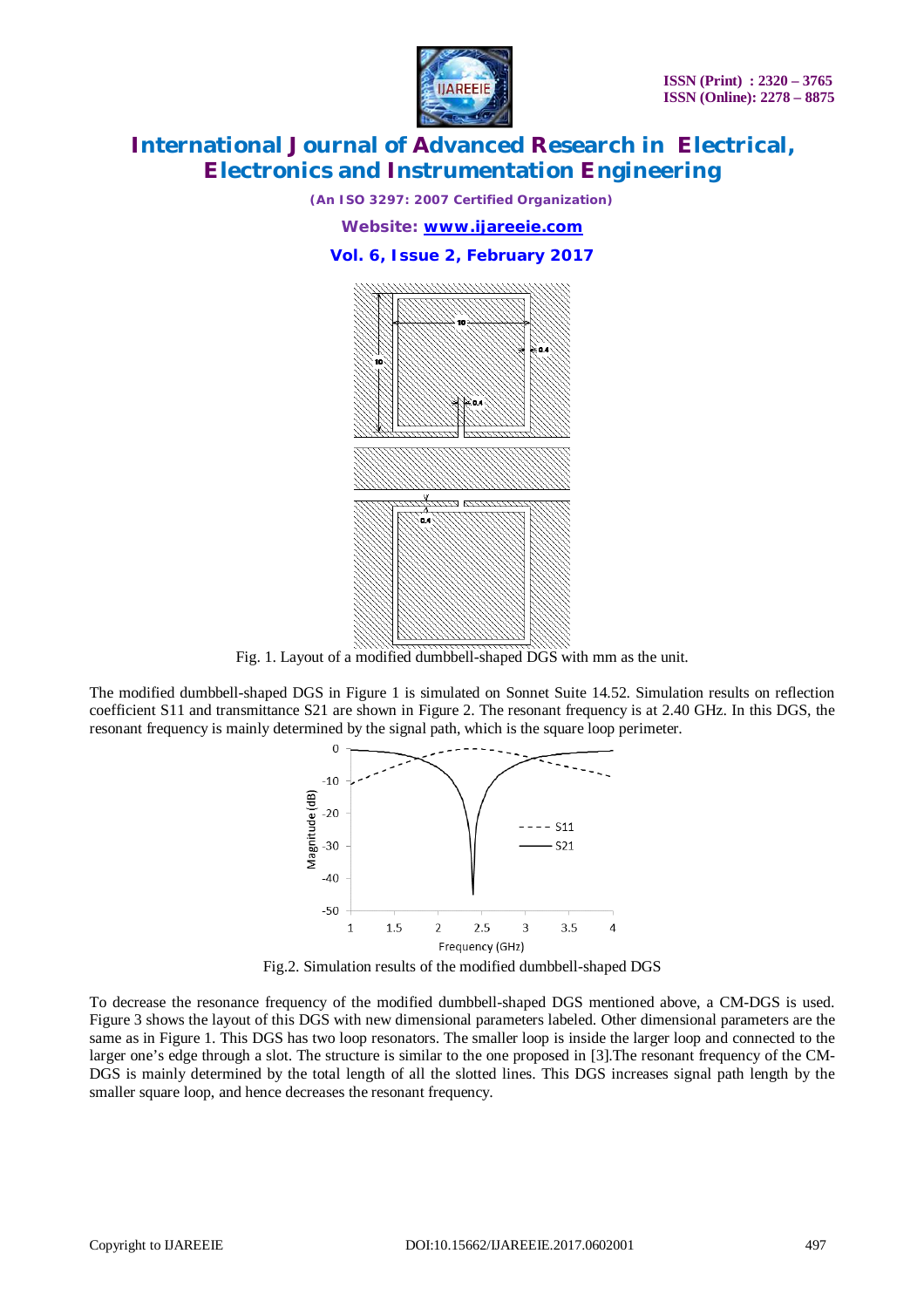Fig. 1. Layout of a modified dumbbell-shaped DGS with mm as the unit.

The modified dumbbell-shaped DGS in Figure 1 is simulated on Sonnet Suite 14.52. Simulation results on reflection coefficient S11 and transmittance S21 are shown in Figure 2. The resonant frequency is at 2.40 GHz. In this DGS, the resonant frequency is mainly determined by the signal path, which is the square loop perimeter.

Fig.2. Simulation results of the modified dumbbell-shaped DGS

To decrease the resonance frequency of the modified dumbbell-shaped DGS mentioned above, a CM-DGS is used. Figure 3 shows the layout of this DGS with new dimensional parameters labeled. Other dimensional parameters are the same as in Figure 1. This DGS has two loop resonators. The smaller loop is inside the larger loop and connected to the larger one's edge through a slot. The structure is similar to the one proposed in [3].The resonant frequency of the CM-DGS is mainly determined by the total length of all the slotted lines. This DGS increases signal path length by the smaller square loop, and hence decreases the resonant frequency.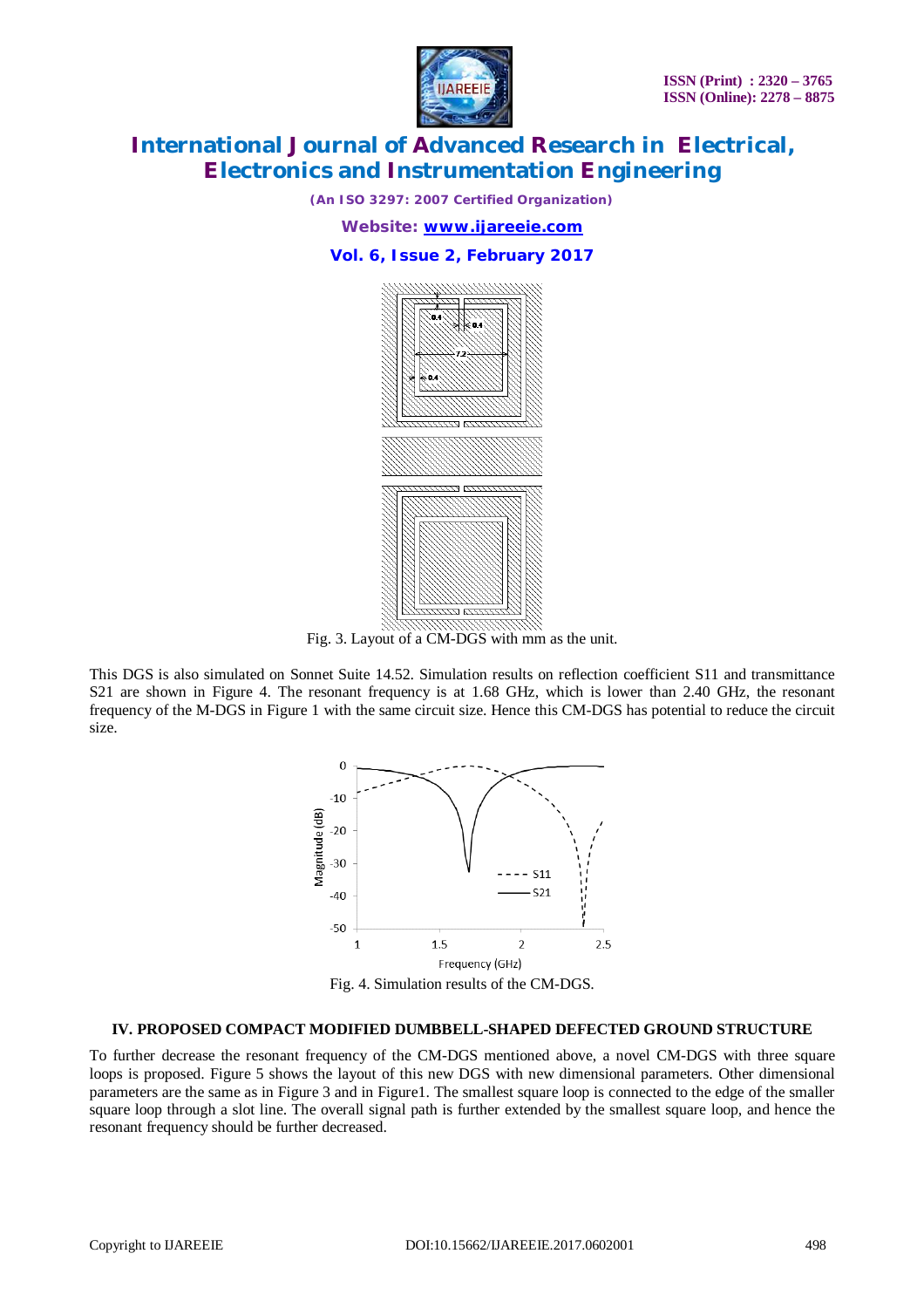Fig. 3. Layout of a CM-DGS with mm as the unit.

This DGS is also simulated on Sonnet Suite 14.52. Simulation results on reflection coefficient S11 and transmittance S21 are shown in Figure 4. The resonant frequency is at 1.68 GHz, which is lower than 2.40 GHz, the resonant frequency of the M-DGS in Figure 1 with the same circuit size. Hence this CM-DGS has potential to reduce the circuit size.

Fig. 4. Simulation results of the CM-DGS.

### IV. PROPOSED COMPACT MODIFIED DUMBBELL-SHAPED DEFECTED GROUND STRUCTURE

To further decrease the resonant frequency of the CM-DGS mentioned above, a novel CM-DGS with three square loops is proposed. Figure 5 shows the layout of this new DGS with new dimensional parameters. Other dimensional parameters are the same as in Figure 3 and in Figure1. The smallest square loop is connected to the edge of the smaller square loop through a slot line. The overall signal path is further extended by the smallest square loop, and hence the resonant frequency should be further decreased.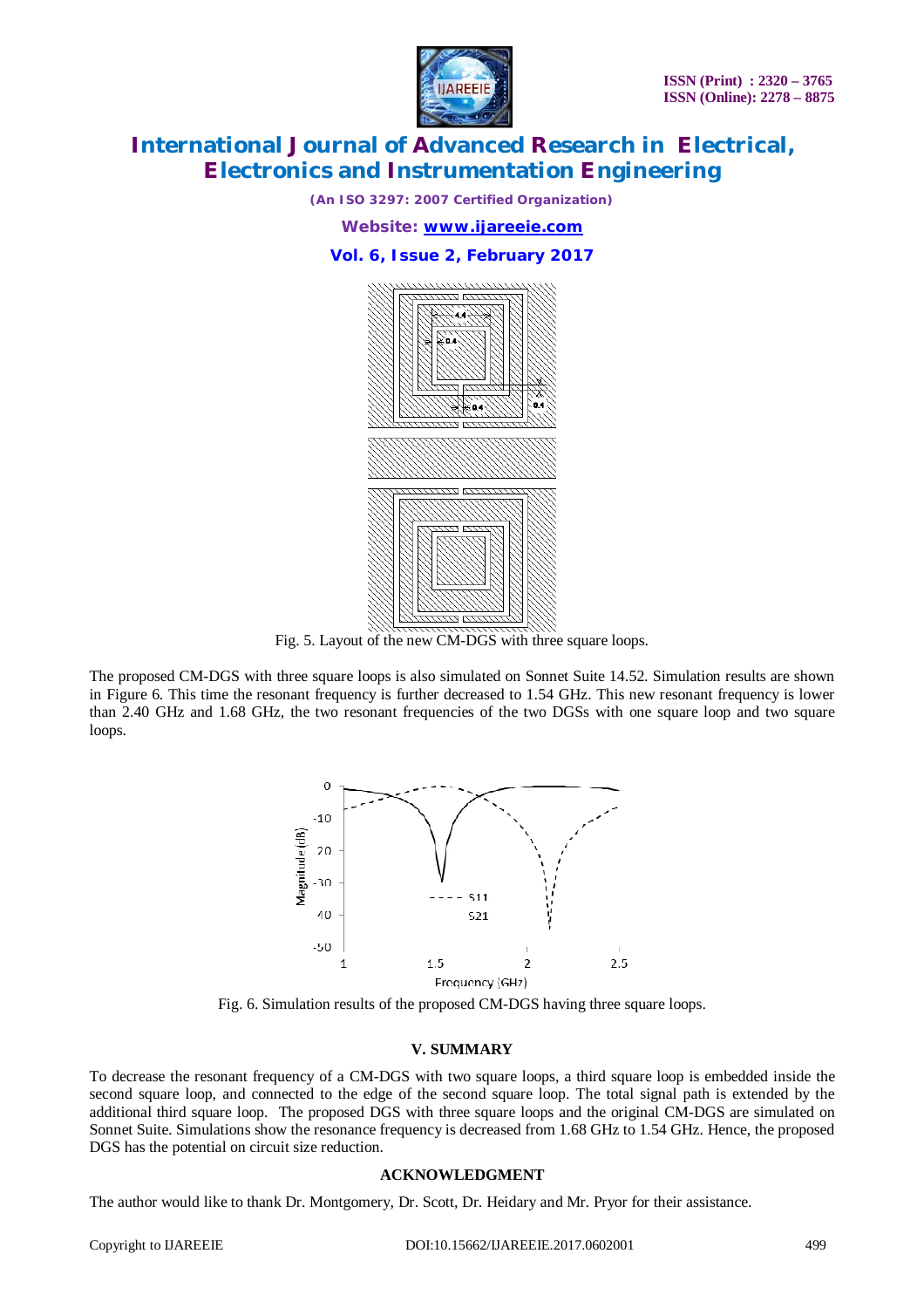Fig. 5. Layout of the new CM-DGS with three square loops.

The proposed CM-DGS with three square loops is also simulated on Sonnet Suite 14.52. Simulation results are shown in Figure 6. This time the resonant frequency is further decreased to 1.54 GHz. This new resonant frequency is lower than 2.40 GHz and 1.68 GHz, the two resonant frequencies of the two DGSs with one square loop and two square loops.

Fig. 6. Simulation results of the proposed CM-DGS having three square loops.

## V. SUMMARY

To decrease the resonant frequency of a CM-DGS with two square loops, a third square loop is embedded inside the second square loop, and connected to the edge of the second square loop. The total signal path is extended by the additional third square loop. The proposed DGS with three square loops and the original CM-DGS are simulated on Sonnet Suite. Simulations show the resonance frequency is decreased from 1.68 GHz to 1.54 GHz. Hence, the proposed DGS has the potential on circuit size reduction.

## ACKNOWLEDGMENT

The author would like to thank Dr. Montgomery, Dr. Scott, Dr. Heidary and Mr. Pryor for their assistance.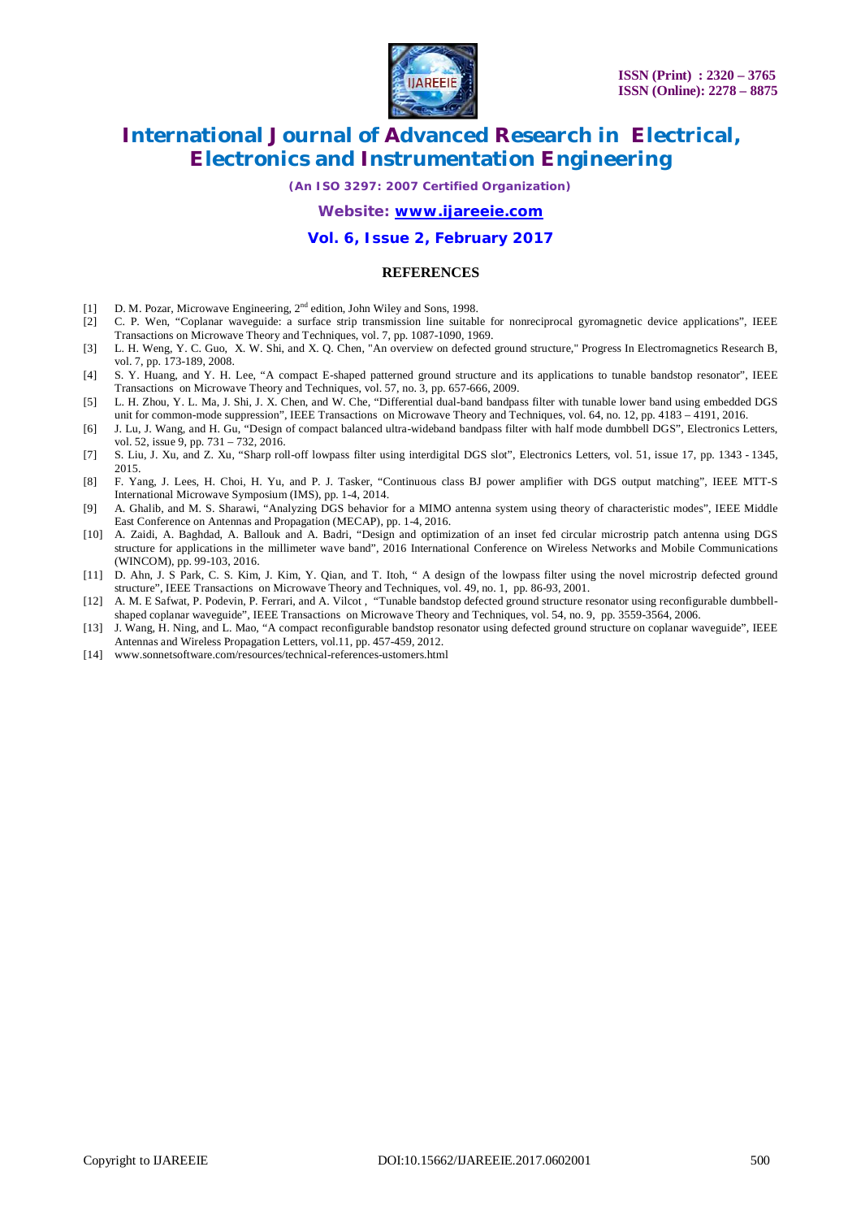## REFERENCES

[1] D. M. Pozar, Microwave Engineering, 2nd edition, John Wiley and Sons, 1998.

[2] C. P. Wen, "Coplanar waveguide: a surface strip transmission line suitable for nonreciprocal gyromagnetic device applications", IEEE Transactions on Microwave Theory and Techniques, vol. 7, pp. 1087-1090, 1969.

[3] L. H. Weng, Y. C. Guo, X. W. Shi, and X. Q. Chen, "An overview on defected ground structure," Progress In Electromagnetics Research B, vol. 7, pp. 173-189, 2008.

[4] S. Y. Huang, and Y. H. Lee, "A compact E-shaped patterned ground structure and its applications to tunable bandstop resonator", IEEE Transactions on Microwave Theory and Techniques, vol. 57, no. 3, pp. 657-666, 2009.

[5] L. H. Zhou, Y. L. Ma, J. Shi, J. X. Chen, and W. Che, "Differential dual-band bandpass filter with tunable lower band using embedded DGS unit for common-mode suppression", IEEE Transactions on Microwave Theory and Techniques, vol. 64, no. 12, pp. 4183 – 4191, 2016.

[6] J. Lu, J. Wang, and H. Gu, "Design of compact balanced ultra-wideband bandpass filter with half mode dumbbell DGS", Electronics Letters, vol. 52, issue 9, pp. 731 – 732, 2016.

[7] S. Liu, J. Xu, and Z. Xu, "Sharp roll-off lowpass filter using interdigital DGS slot", Electronics Letters, vol. 51, issue 17, pp. 1343 - 1345, 2015.

[8] F. Yang, J. Lees, H. Choi, H. Yu, and P. J. Tasker, "Continuous class BJ power amplifier with DGS output matching", IEEE MTT-S International Microwave Symposium (IMS), pp. 1-4, 2014.

[9] A. Ghalib, and M. S. Sharawi, "Analyzing DGS behavior for a MIMO antenna system using theory of characteristic modes", IEEE Middle East Conference on Antennas and Propagation (MECAP), pp. 1-4, 2016.

[10] A. Zaidi, A. Baghdad, A. Ballouk and A. Badri, "Design and optimization of an inset fed circular microstrip patch antenna using DGS structure for applications in the millimeter wave band", 2016 International Conference on Wireless Networks and Mobile Communications (WINCOM), pp. 99-103, 2016.

[11] D. Ahn, J. S Park, C. S. Kim, J. Kim, Y. Qian, and T. Itoh, " A design of the lowpass filter using the novel microstrip defected ground structure", IEEE Transactions on Microwave Theory and Techniques, vol. 49, no. 1, pp. 86-93, 2001.

[12] A. M. E Safwat, P. Podevin, P. Ferrari, and A. Vilcot , "Tunable bandstop defected ground structure resonator using reconfigurable dumbbell-shaped coplanar waveguide", IEEE Transactions on Microwave Theory and Techniques, vol. 54, no. 9, pp. 3559-3564, 2006.

[13] J. Wang, H. Ning, and L. Mao, "A compact reconfigurable bandstop resonator using defected ground structure on coplanar waveguide", IEEE Antennas and Wireless Propagation Letters, vol.11, pp. 457-459, 2012.

[14] www.sonnetsoftware.com/resources/technical-references-ustomers.html